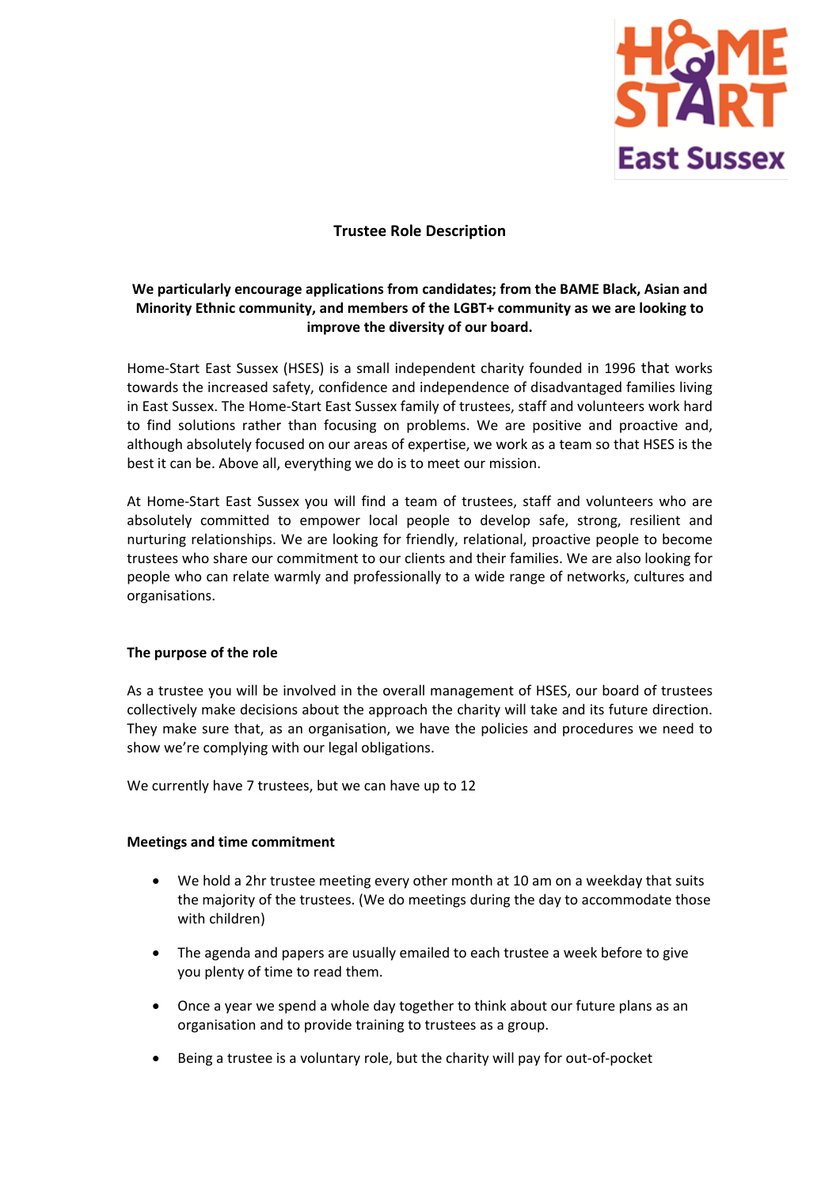# Trustee Role Description

**We particularly encourage applications from candidates; from the BAME Black, Asian and Minority Ethnic community, and members of the LGBT+ community as we are looking to improve the diversity of our board.**

Home-Start East Sussex (HSES) is a small independent charity founded in 1996 that works towards the increased safety, confidence and independence of disadvantaged families living in East Sussex. The Home-Start East Sussex family of trustees, staff and volunteers work hard to find solutions rather than focusing on problems. We are positive and proactive and, although absolutely focused on our areas of expertise, we work as a team so that HSES is the best it can be. Above all, everything we do is to meet our mission.

At Home-Start East Sussex you will find a team of trustees, staff and volunteers who are absolutely committed to empower local people to develop safe, strong, resilient and nurturing relationships. We are looking for friendly, relational, proactive people to become trustees who share our commitment to our clients and their families. We are also looking for people who can relate warmly and professionally to a wide range of networks, cultures and organisations.

## The purpose of the role

As a trustee you will be involved in the overall management of HSES, our board of trustees collectively make decisions about the approach the charity will take and its future direction. They make sure that, as an organisation, we have the policies and procedures we need to show we're complying with our legal obligations.

We currently have 7 trustees, but we can have up to 12

## Meetings and time commitment

- We hold a 2hr trustee meeting every other month at 10 am on a weekday that suits the majority of the trustees. (We do meetings during the day to accommodate those with children)
- The agenda and papers are usually emailed to each trustee a week before to give you plenty of time to read them.
- Once a year we spend a whole day together to think about our future plans as an organisation and to provide training to trustees as a group.
- Being a trustee is a voluntary role, but the charity will pay for out-of-pocket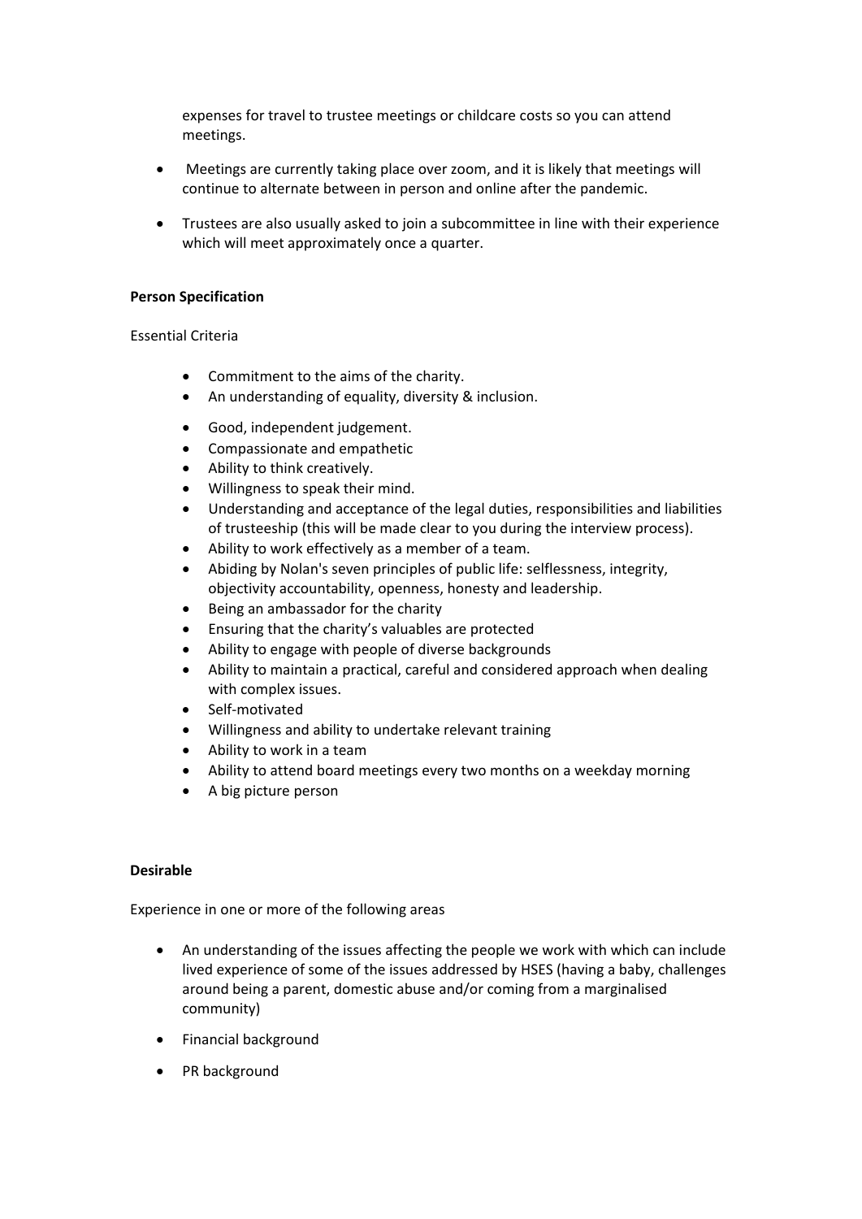expenses for travel to trustee meetings or childcare costs so you can attend meetings.

- Meetings are currently taking place over zoom, and it is likely that meetings will continue to alternate between in person and online after the pandemic.
- Trustees are also usually asked to join a subcommittee in line with their experience which will meet approximately once a quarter.

**Person Specification**

Essential Criteria

- Commitment to the aims of the charity.
- An understanding of equality, diversity & inclusion.
- Good, independent judgement.
- Compassionate and empathetic
- Ability to think creatively.
- Willingness to speak their mind.
- Understanding and acceptance of the legal duties, responsibilities and liabilities of trusteeship (this will be made clear to you during the interview process).
- Ability to work effectively as a member of a team.
- Abiding by Nolan's seven principles of public life: selflessness, integrity, objectivity accountability, openness, honesty and leadership.
- Being an ambassador for the charity
- Ensuring that the charity's valuables are protected
- Ability to engage with people of diverse backgrounds
- Ability to maintain a practical, careful and considered approach when dealing with complex issues.
- Self-motivated
- Willingness and ability to undertake relevant training
- Ability to work in a team
- Ability to attend board meetings every two months on a weekday morning
- A big picture person

**Desirable**

Experience in one or more of the following areas

- An understanding of the issues affecting the people we work with which can include lived experience of some of the issues addressed by HSES (having a baby, challenges around being a parent, domestic abuse and/or coming from a marginalised community)
- Financial background
- PR background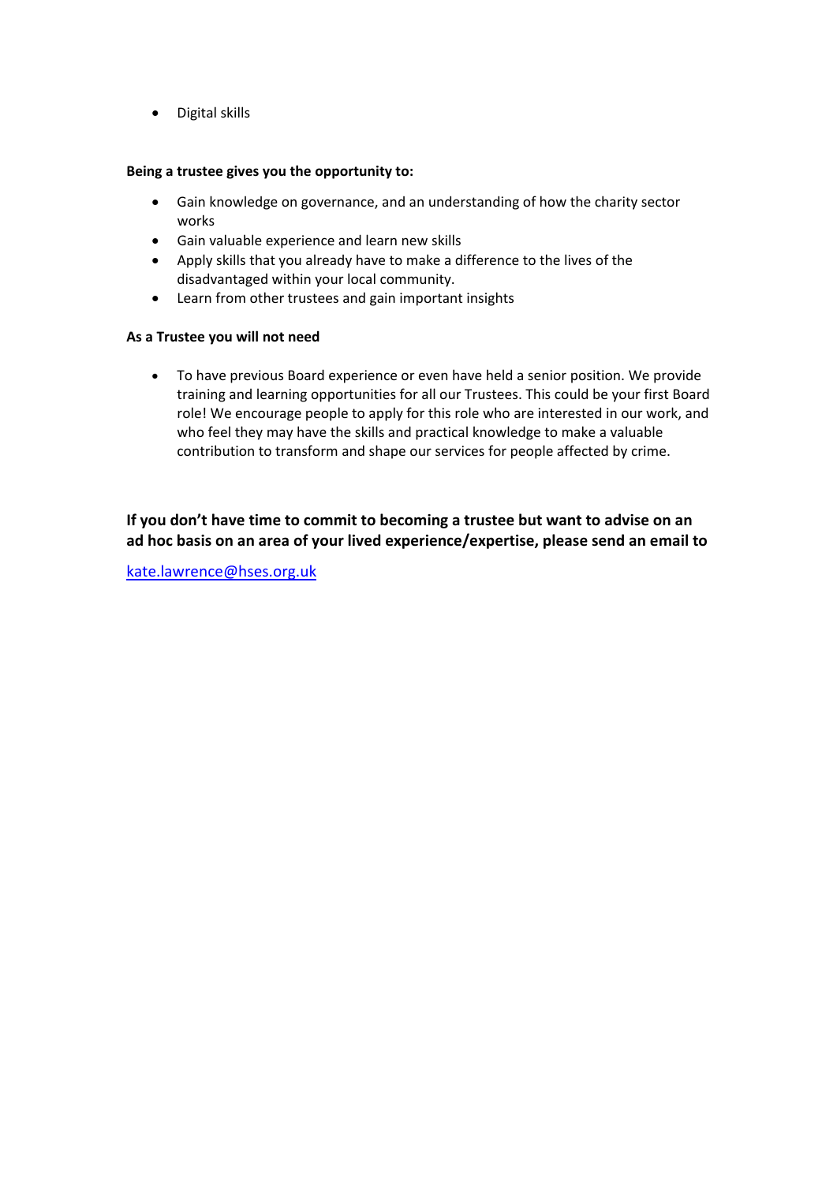- Digital skills

**Being a trustee gives you the opportunity to:**

- Gain knowledge on governance, and an understanding of how the charity sector works
- Gain valuable experience and learn new skills
- Apply skills that you already have to make a difference to the lives of the disadvantaged within your local community.
- Learn from other trustees and gain important insights

**As a Trustee you will not need**

- To have previous Board experience or even have held a senior position. We provide training and learning opportunities for all our Trustees. This could be your first Board role! We encourage people to apply for this role who are interested in our work, and who feel they may have the skills and practical knowledge to make a valuable contribution to transform and shape our services for people affected by crime.

**If you don't have time to commit to becoming a trustee but want to advise on an ad hoc basis on an area of your lived experience/expertise, please send an email to**

kate.lawrence@hses.org.uk